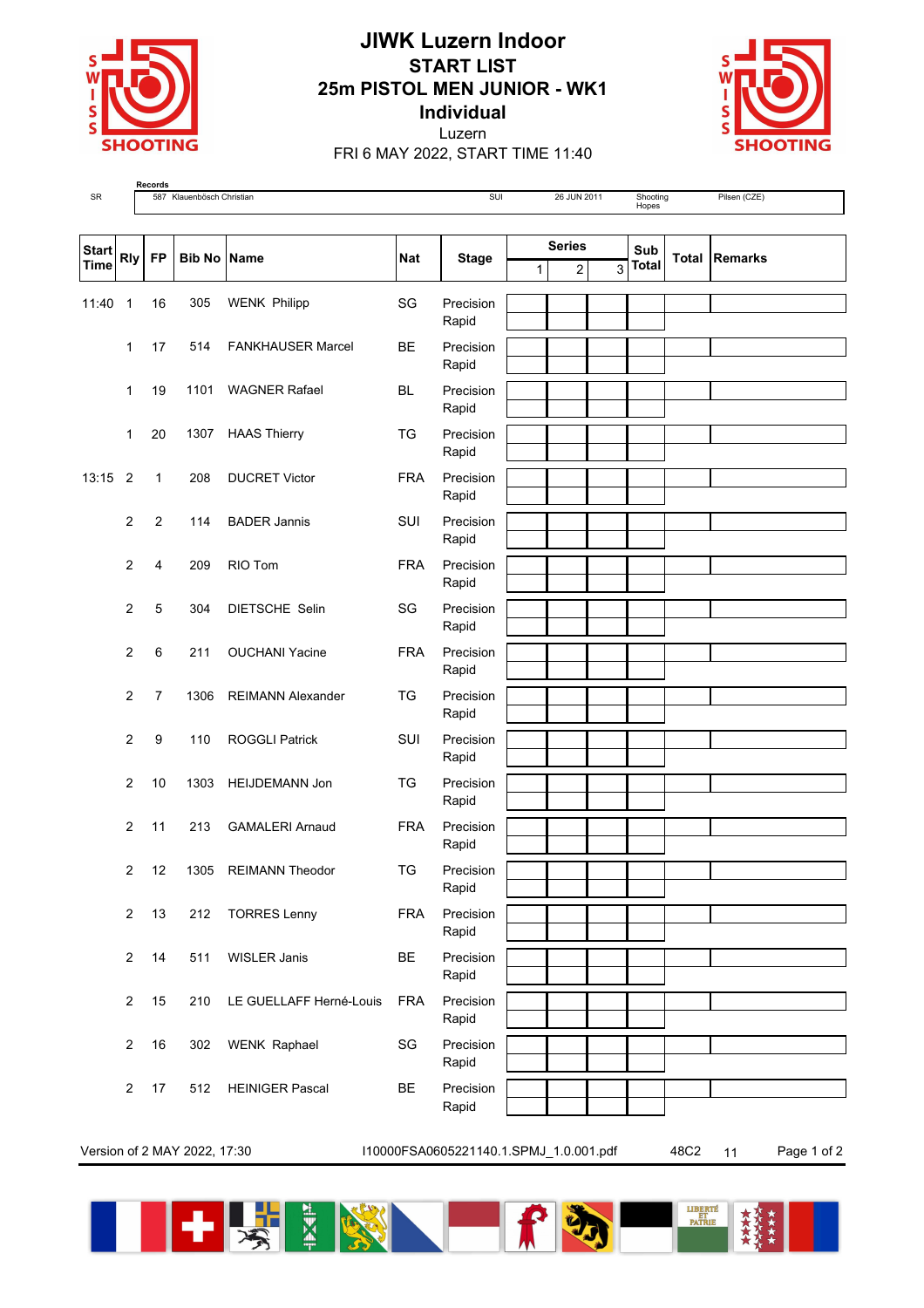# JIWK Luzern Indoor

## START LIST

## 25m PISTOL MEN JUNIOR - WK1

## Individual

Luzern

FRI 6 MAY 2022, START TIME 11:40

| | Records | | | | | |
|---|---|---|---|---|---|---|
| SR | 587 | Klauenbösch Christian | SUI | 26 JUN 2011 | Shooting Hopes | Pilsen (CZE) |

| Start Time | Rly | FP | Bib No | Name | Nat | Stage | Series 1 | Series 2 | Series 3 | Sub Total | Total | Remarks |
|---|---|---|---|---|---|---|---|---|---|---|---|---|
| 11:40 | 1 | 16 | 305 | WENK Philipp | SG | Precision Rapid | | | | | | |
| | 1 | 17 | 514 | FANKHAUSER Marcel | BE | Precision Rapid | | | | | | |
| | 1 | 19 | 1101 | WAGNER Rafael | BL | Precision Rapid | | | | | | |
| | 1 | 20 | 1307 | HAAS Thierry | TG | Precision Rapid | | | | | | |
| 13:15 | 2 | 1 | 208 | DUCRET Victor | FRA | Precision Rapid | | | | | | |
| | 2 | 2 | 114 | BADER Jannis | SUI | Precision Rapid | | | | | | |
| | 2 | 4 | 209 | RIO Tom | FRA | Precision Rapid | | | | | | |
| | 2 | 5 | 304 | DIETSCHE Selin | SG | Precision Rapid | | | | | | |
| | 2 | 6 | 211 | OUCHANI Yacine | FRA | Precision Rapid | | | | | | |
| | 2 | 7 | 1306 | REIMANN Alexander | TG | Precision Rapid | | | | | | |
| | 2 | 9 | 110 | ROGGLI Patrick | SUI | Precision Rapid | | | | | | |
| | 2 | 10 | 1303 | HEIJDEMANN Jon | TG | Precision Rapid | | | | | | |
| | 2 | 11 | 213 | GAMALERI Arnaud | FRA | Precision Rapid | | | | | | |
| | 2 | 12 | 1305 | REIMANN Theodor | TG | Precision Rapid | | | | | | |
| | 2 | 13 | 212 | TORRES Lenny | FRA | Precision Rapid | | | | | | |
| | 2 | 14 | 511 | WISLER Janis | BE | Precision Rapid | | | | | | |
| | 2 | 15 | 210 | LE GUELLAFF Herné-Louis | FRA | Precision Rapid | | | | | | |
| | 2 | 16 | 302 | WENK Raphael | SG | Precision Rapid | | | | | | |
| | 2 | 17 | 512 | HEINIGER Pascal | BE | Precision Rapid | | | | | | |

Version of 2 MAY 2022, 17:30 I10000FSA0605221140.1.SPMJ_1.0.001.pdf 48C2 11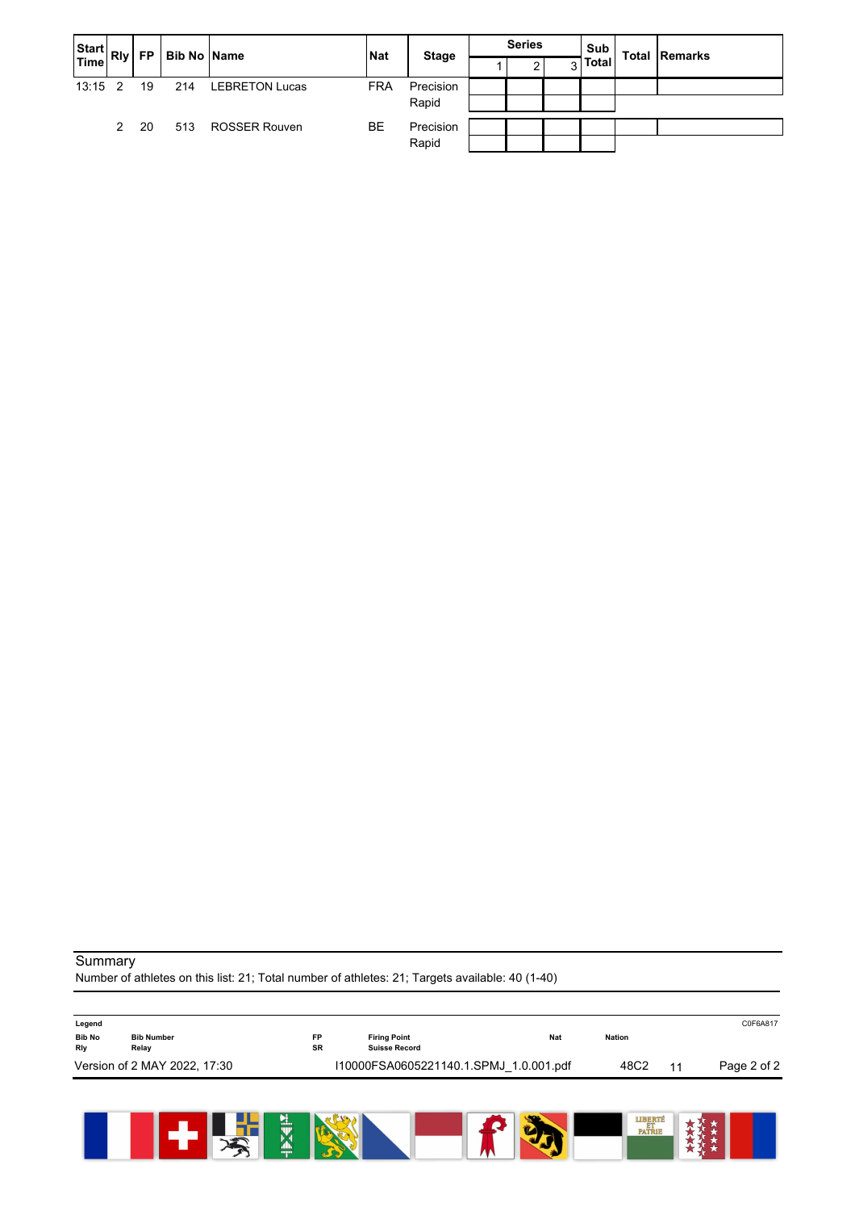| Start Time | Rly | FP | Bib No | Name | Nat | Stage | Series | | | Sub Total | Total | Remarks |
|---|---|---|---|---|---|---|---|---|---|---|---|---|
| | | | | | | | 1 | 2 | 3 | | | |
| 13:15 | 2 | 19 | 214 | LEBRETON Lucas | FRA | Precision | | | | | | |
| | | | | | | Rapid | | | | | | |
| | 2 | 20 | 513 | ROSSER Rouven | BE | Precision | | | | | | |
| | | | | | | Rapid | | | | | | |

Summary

Number of athletes on this list: 21; Total number of athletes: 21; Targets available: 40 (1-40)

Legend

| | | | | | |
|---|---|---|---|---|---|
| Bib No | Bib Number | FP | Firing Point | Nat | Nation |
| Rly | Relay | SR | Suisse Record | | |

C0F6A817

Version of 2 MAY 2022, 17:30 I10000FSA0605221140.1.SPMJ_1.0.001.pdf 48C2 11